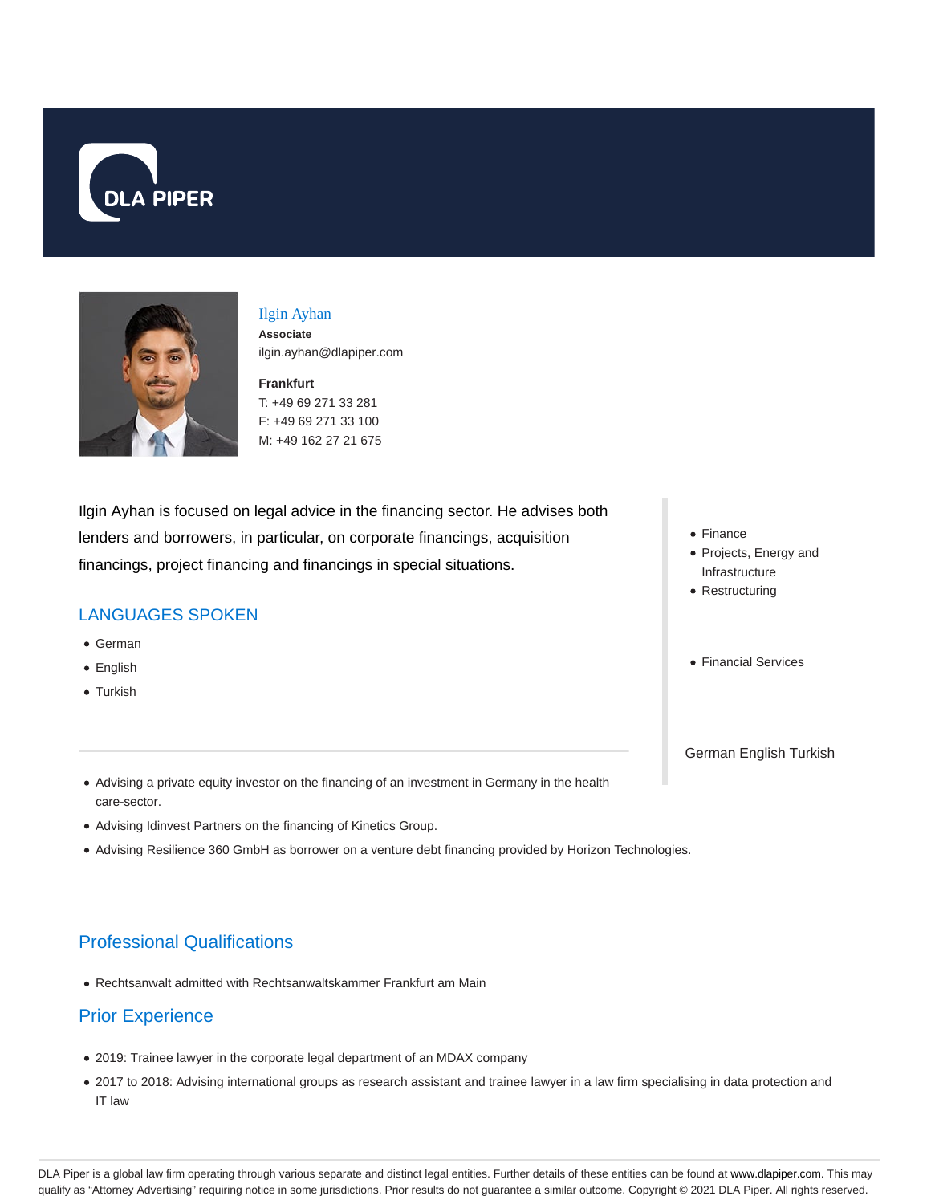DLA PIPER

# Ilgin Ayhan

**Associate**

ilgin.ayhan@dlapiper.com

**Frankfurt**

T: +49 69 271 33 281

F: +49 69 271 33 100

M: +49 162 27 21 675

Ilgin Ayhan is focused on legal advice in the financing sector. He advises both lenders and borrowers, in particular, on corporate financings, acquisition financings, project financing and financings in special situations.

- Finance
- Projects, Energy and Infrastructure
- Restructuring

- Financial Services

German English Turkish

## LANGUAGES SPOKEN

- German
- English
- Turkish

- Advising a private equity investor on the financing of an investment in Germany in the health care-sector.
- Advising Idinvest Partners on the financing of Kinetics Group.
- Advising Resilience 360 GmbH as borrower on a venture debt financing provided by Horizon Technologies.

## Professional Qualifications

- Rechtsanwalt admitted with Rechtsanwaltskammer Frankfurt am Main

## Prior Experience

- 2019: Trainee lawyer in the corporate legal department of an MDAX company
- 2017 to 2018: Advising international groups as research assistant and trainee lawyer in a law firm specialising in data protection and IT law

DLA Piper is a global law firm operating through various separate and distinct legal entities. Further details of these entities can be found at www.dlapiper.com. This may qualify as "Attorney Advertising" requiring notice in some jurisdictions. Prior results do not guarantee a similar outcome. Copyright © 2021 DLA Piper. All rights reserved.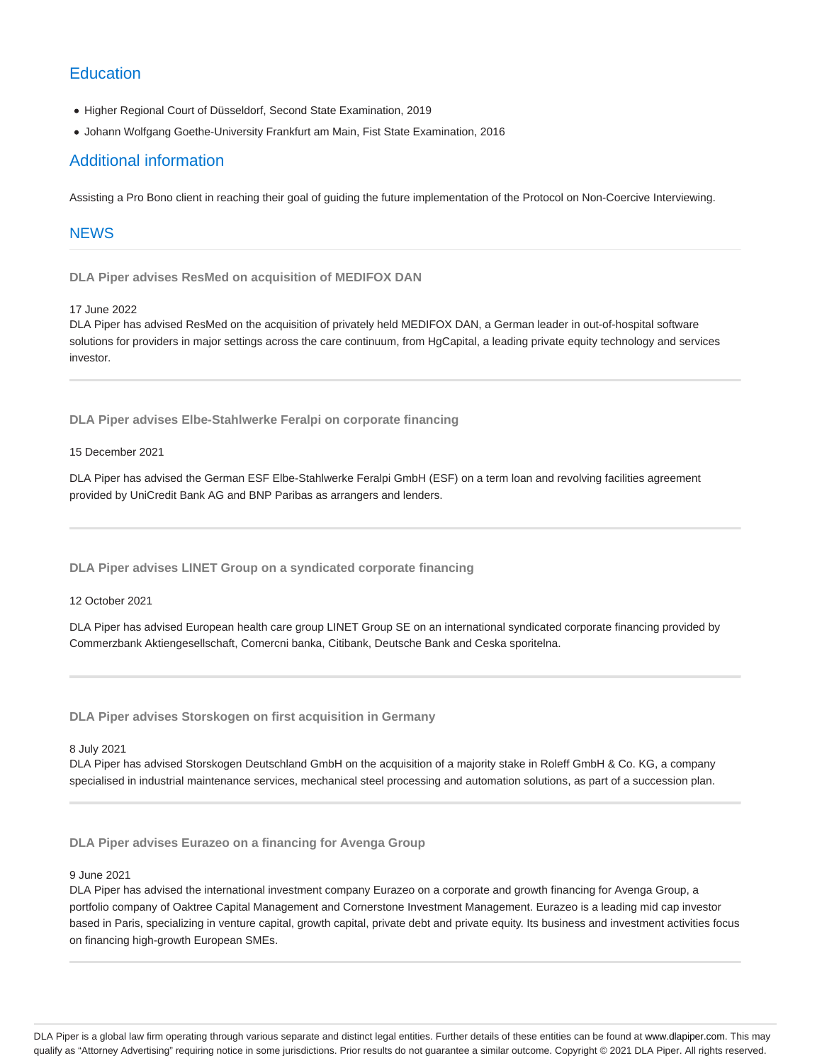## Education

- Higher Regional Court of Düsseldorf, Second State Examination, 2019
- Johann Wolfgang Goethe-University Frankfurt am Main, Fist State Examination, 2016

## Additional information

Assisting a Pro Bono client in reaching their goal of guiding the future implementation of the Protocol on Non-Coercive Interviewing.

## NEWS

**DLA Piper advises ResMed on acquisition of MEDIFOX DAN**

17 June 2022

DLA Piper has advised ResMed on the acquisition of privately held MEDIFOX DAN, a German leader in out-of-hospital software solutions for providers in major settings across the care continuum, from HgCapital, a leading private equity technology and services investor.

**DLA Piper advises Elbe-Stahlwerke Feralpi on corporate financing**

15 December 2021

DLA Piper has advised the German ESF Elbe-Stahlwerke Feralpi GmbH (ESF) on a term loan and revolving facilities agreement provided by UniCredit Bank AG and BNP Paribas as arrangers and lenders.

**DLA Piper advises LINET Group on a syndicated corporate financing**

12 October 2021

DLA Piper has advised European health care group LINET Group SE on an international syndicated corporate financing provided by Commerzbank Aktiengesellschaft, Comercni banka, Citibank, Deutsche Bank and Ceska sporitelna.

**DLA Piper advises Storskogen on first acquisition in Germany**

8 July 2021

DLA Piper has advised Storskogen Deutschland GmbH on the acquisition of a majority stake in Roleff GmbH & Co. KG, a company specialised in industrial maintenance services, mechanical steel processing and automation solutions, as part of a succession plan.

**DLA Piper advises Eurazeo on a financing for Avenga Group**

9 June 2021

DLA Piper has advised the international investment company Eurazeo on a corporate and growth financing for Avenga Group, a portfolio company of Oaktree Capital Management and Cornerstone Investment Management. Eurazeo is a leading mid cap investor based in Paris, specializing in venture capital, growth capital, private debt and private equity. Its business and investment activities focus on financing high-growth European SMEs.

DLA Piper is a global law firm operating through various separate and distinct legal entities. Further details of these entities can be found at www.dlapiper.com. This may qualify as "Attorney Advertising" requiring notice in some jurisdictions. Prior results do not guarantee a similar outcome. Copyright © 2021 DLA Piper. All rights reserved.